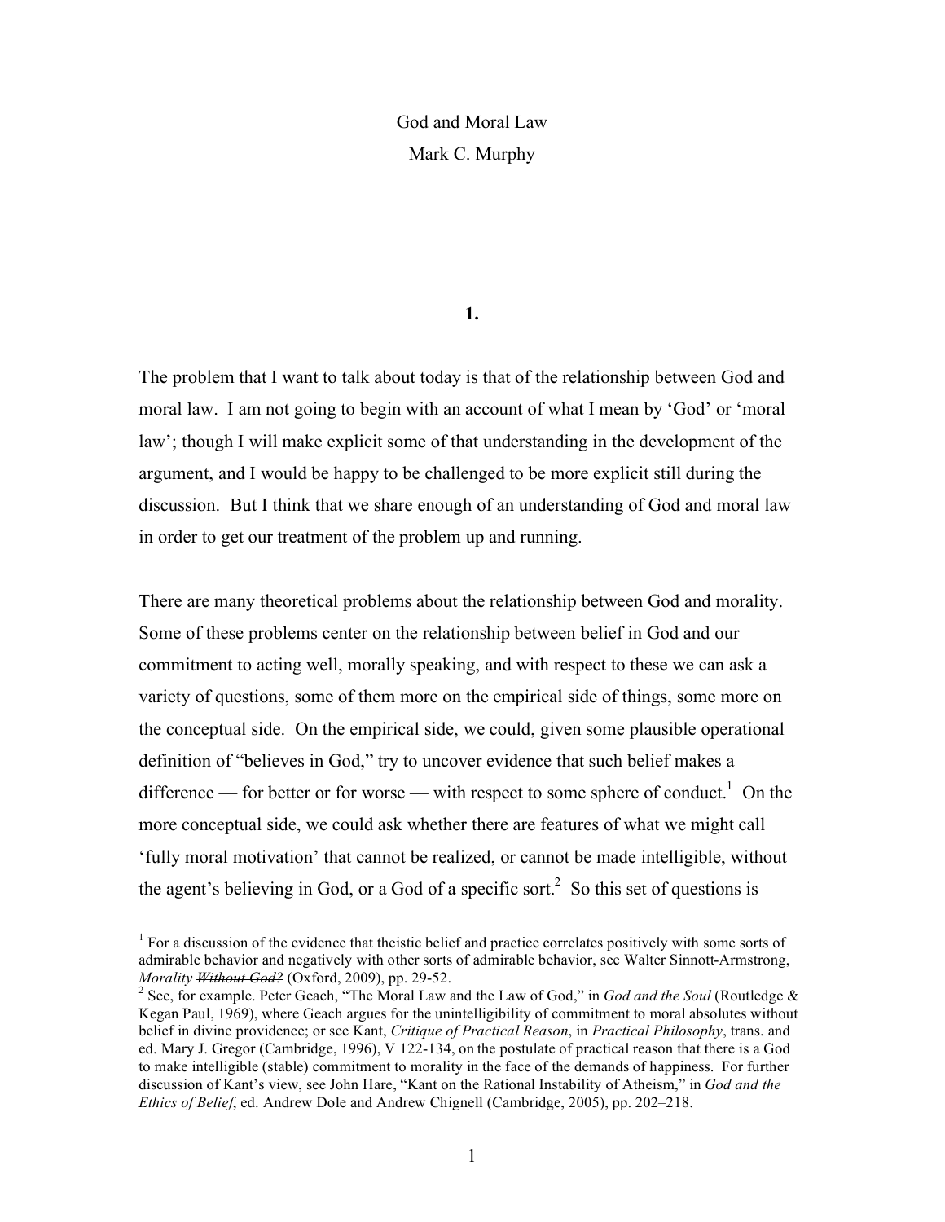# God and Moral Law

Mark C. Murphy

## 1.

The problem that I want to talk about today is that of the relationship between God and moral law. I am not going to begin with an account of what I mean by 'God' or 'moral law'; though I will make explicit some of that understanding in the development of the argument, and I would be happy to be challenged to be more explicit still during the discussion. But I think that we share enough of an understanding of God and moral law in order to get our treatment of the problem up and running.

There are many theoretical problems about the relationship between God and morality. Some of these problems center on the relationship between belief in God and our commitment to acting well, morally speaking, and with respect to these we can ask a variety of questions, some of them more on the empirical side of things, some more on the conceptual side. On the empirical side, we could, given some plausible operational definition of "believes in God," try to uncover evidence that such belief makes a difference — for better or for worse — with respect to some sphere of conduct.[1] On the more conceptual side, we could ask whether there are features of what we might call 'fully moral motivation' that cannot be realized, or cannot be made intelligible, without the agent's believing in God, or a God of a specific sort.[2] So this set of questions is

---

[1] For a discussion of the evidence that theistic belief and practice correlates positively with some sorts of admirable behavior and negatively with other sorts of admirable behavior, see Walter Sinnott-Armstrong, *Morality ~~Without God?~~* (Oxford, 2009), pp. 29-52.

[2] See, for example. Peter Geach, "The Moral Law and the Law of God," in *God and the Soul* (Routledge & Kegan Paul, 1969), where Geach argues for the unintelligibility of commitment to moral absolutes without belief in divine providence; or see Kant, *Critique of Practical Reason*, in *Practical Philosophy*, trans. and ed. Mary J. Gregor (Cambridge, 1996), V 122-134, on the postulate of practical reason that there is a God to make intelligible (stable) commitment to morality in the face of the demands of happiness. For further discussion of Kant's view, see John Hare, "Kant on the Rational Instability of Atheism," in *God and the Ethics of Belief*, ed. Andrew Dole and Andrew Chignell (Cambridge, 2005), pp. 202–218.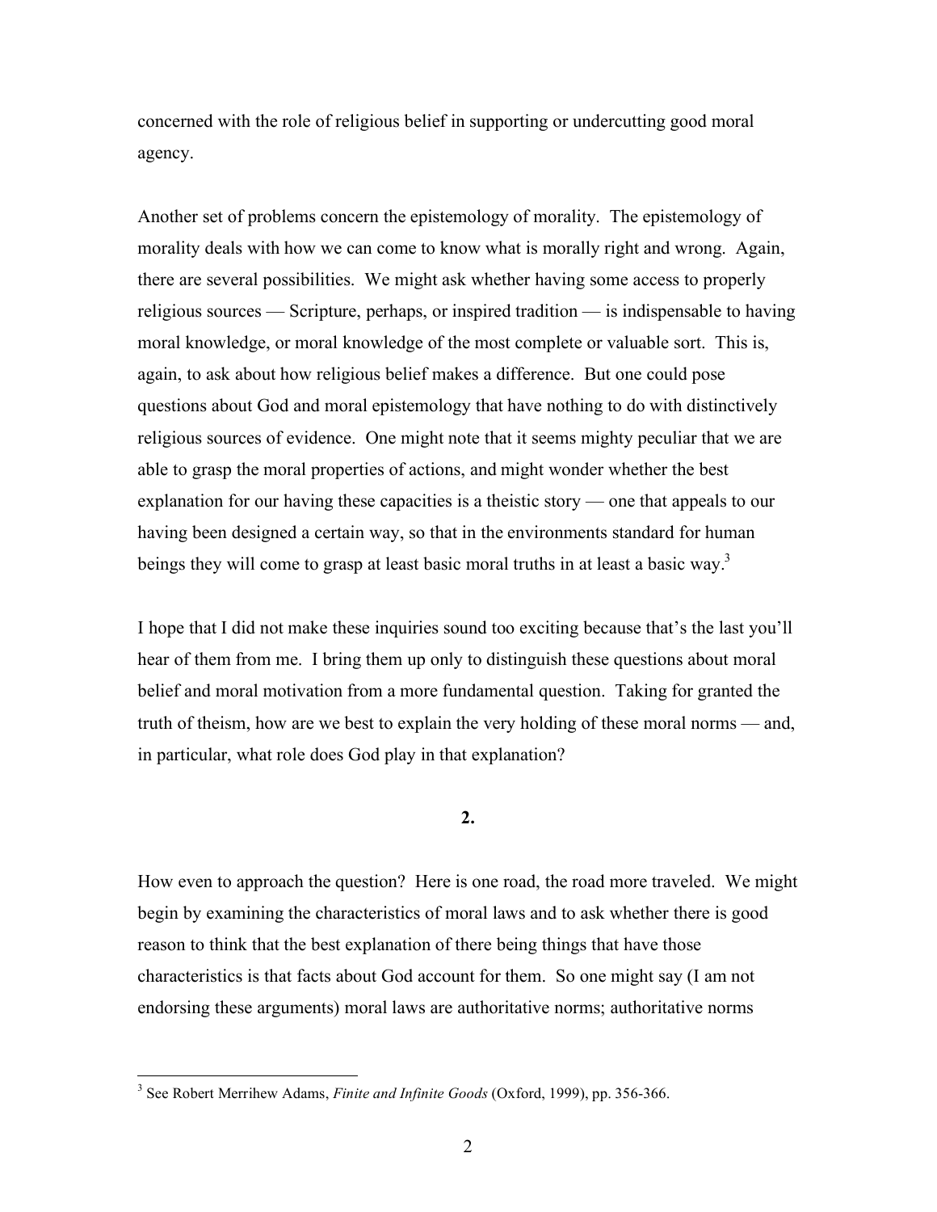concerned with the role of religious belief in supporting or undercutting good moral agency.

Another set of problems concern the epistemology of morality. The epistemology of morality deals with how we can come to know what is morally right and wrong. Again, there are several possibilities. We might ask whether having some access to properly religious sources — Scripture, perhaps, or inspired tradition — is indispensable to having moral knowledge, or moral knowledge of the most complete or valuable sort. This is, again, to ask about how religious belief makes a difference. But one could pose questions about God and moral epistemology that have nothing to do with distinctively religious sources of evidence. One might note that it seems mighty peculiar that we are able to grasp the moral properties of actions, and might wonder whether the best explanation for our having these capacities is a theistic story — one that appeals to our having been designed a certain way, so that in the environments standard for human beings they will come to grasp at least basic moral truths in at least a basic way.[3]

I hope that I did not make these inquiries sound too exciting because that's the last you'll hear of them from me. I bring them up only to distinguish these questions about moral belief and moral motivation from a more fundamental question. Taking for granted the truth of theism, how are we best to explain the very holding of these moral norms — and, in particular, what role does God play in that explanation?

## 2.

How even to approach the question? Here is one road, the road more traveled. We might begin by examining the characteristics of moral laws and to ask whether there is good reason to think that the best explanation of there being things that have those characteristics is that facts about God account for them. So one might say (I am not endorsing these arguments) moral laws are authoritative norms; authoritative norms

---

[3] See Robert Merrihew Adams, *Finite and Infinite Goods* (Oxford, 1999), pp. 356-366.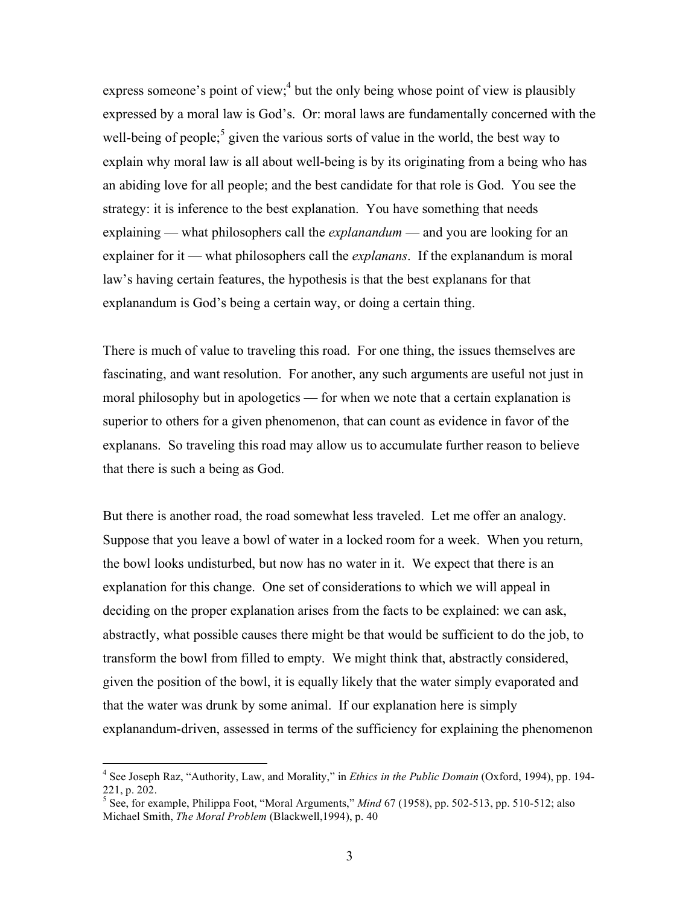express someone's point of view;[4] but the only being whose point of view is plausibly expressed by a moral law is God's. Or: moral laws are fundamentally concerned with the well-being of people;[5] given the various sorts of value in the world, the best way to explain why moral law is all about well-being is by its originating from a being who has an abiding love for all people; and the best candidate for that role is God. You see the strategy: it is inference to the best explanation. You have something that needs explaining — what philosophers call the *explanandum* — and you are looking for an explainer for it — what philosophers call the *explanans*. If the explanandum is moral law's having certain features, the hypothesis is that the best explanans for that explanandum is God's being a certain way, or doing a certain thing.

There is much of value to traveling this road. For one thing, the issues themselves are fascinating, and want resolution. For another, any such arguments are useful not just in moral philosophy but in apologetics — for when we note that a certain explanation is superior to others for a given phenomenon, that can count as evidence in favor of the explanans. So traveling this road may allow us to accumulate further reason to believe that there is such a being as God.

But there is another road, the road somewhat less traveled. Let me offer an analogy. Suppose that you leave a bowl of water in a locked room for a week. When you return, the bowl looks undisturbed, but now has no water in it. We expect that there is an explanation for this change. One set of considerations to which we will appeal in deciding on the proper explanation arises from the facts to be explained: we can ask, abstractly, what possible causes there might be that would be sufficient to do the job, to transform the bowl from filled to empty. We might think that, abstractly considered, given the position of the bowl, it is equally likely that the water simply evaporated and that the water was drunk by some animal. If our explanation here is simply explanandum-driven, assessed in terms of the sufficiency for explaining the phenomenon

---

[4] See Joseph Raz, "Authority, Law, and Morality," in *Ethics in the Public Domain* (Oxford, 1994), pp. 194-221, p. 202.

[5] See, for example, Philippa Foot, "Moral Arguments," *Mind* 67 (1958), pp. 502-513, pp. 510-512; also Michael Smith, *The Moral Problem* (Blackwell,1994), p. 40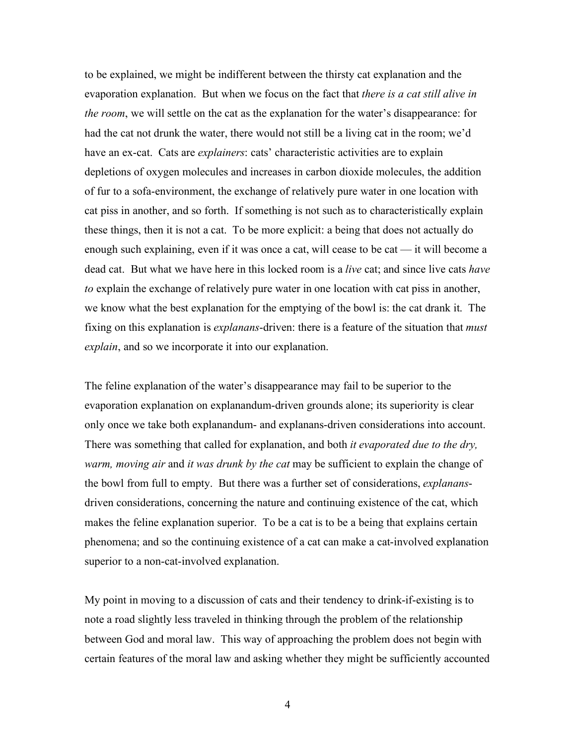to be explained, we might be indifferent between the thirsty cat explanation and the evaporation explanation. But when we focus on the fact that *there is a cat still alive in the room*, we will settle on the cat as the explanation for the water's disappearance: for had the cat not drunk the water, there would not still be a living cat in the room; we'd have an ex-cat. Cats are *explainers*: cats' characteristic activities are to explain depletions of oxygen molecules and increases in carbon dioxide molecules, the addition of fur to a sofa-environment, the exchange of relatively pure water in one location with cat piss in another, and so forth. If something is not such as to characteristically explain these things, then it is not a cat. To be more explicit: a being that does not actually do enough such explaining, even if it was once a cat, will cease to be cat — it will become a dead cat. But what we have here in this locked room is a *live* cat; and since live cats *have to* explain the exchange of relatively pure water in one location with cat piss in another, we know what the best explanation for the emptying of the bowl is: the cat drank it. The fixing on this explanation is *explanans*-driven: there is a feature of the situation that *must explain*, and so we incorporate it into our explanation.

The feline explanation of the water's disappearance may fail to be superior to the evaporation explanation on explanandum-driven grounds alone; its superiority is clear only once we take both explanandum- and explanans-driven considerations into account. There was something that called for explanation, and both *it evaporated due to the dry, warm, moving air* and *it was drunk by the cat* may be sufficient to explain the change of the bowl from full to empty. But there was a further set of considerations, *explanans*-driven considerations, concerning the nature and continuing existence of the cat, which makes the feline explanation superior. To be a cat is to be a being that explains certain phenomena; and so the continuing existence of a cat can make a cat-involved explanation superior to a non-cat-involved explanation.

My point in moving to a discussion of cats and their tendency to drink-if-existing is to note a road slightly less traveled in thinking through the problem of the relationship between God and moral law. This way of approaching the problem does not begin with certain features of the moral law and asking whether they might be sufficiently accounted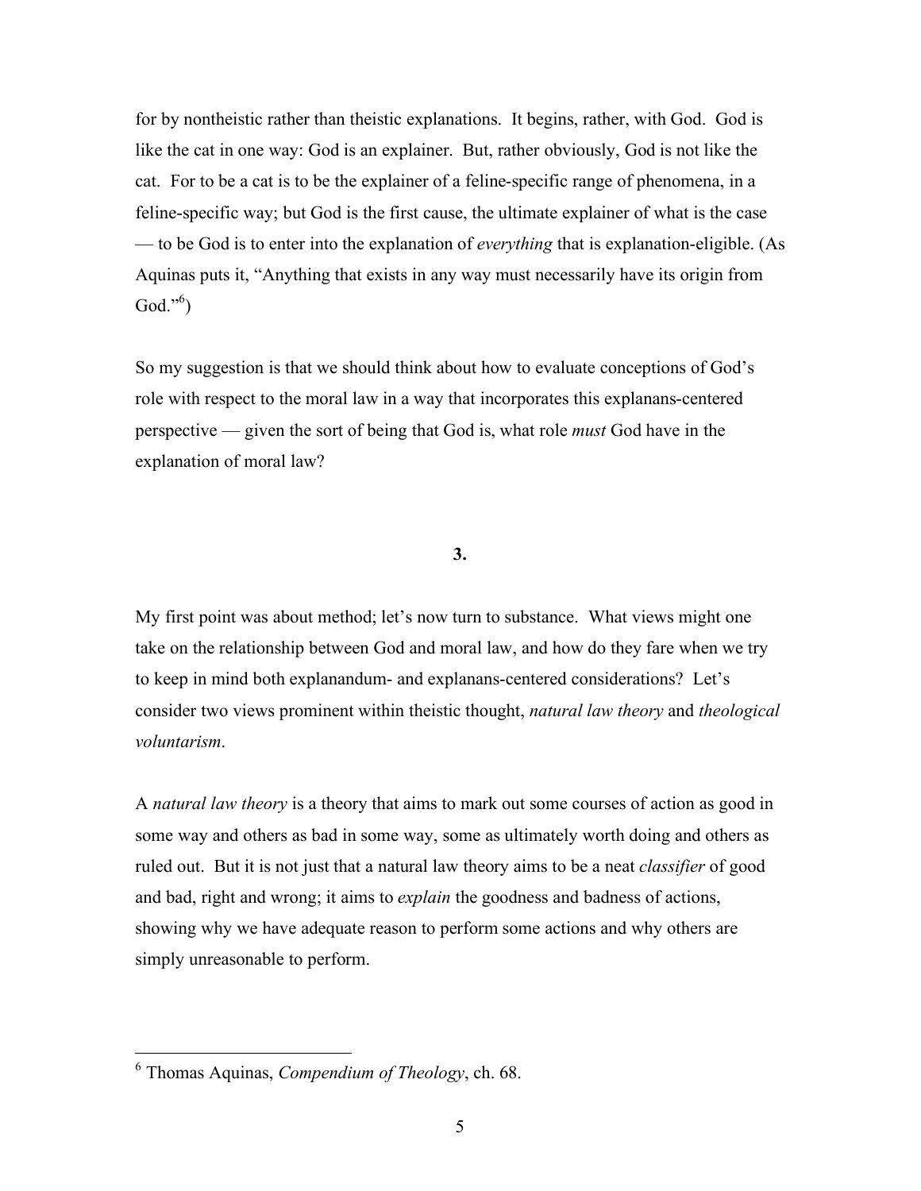for by nontheistic rather than theistic explanations. It begins, rather, with God. God is like the cat in one way: God is an explainer. But, rather obviously, God is not like the cat. For to be a cat is to be the explainer of a feline-specific range of phenomena, in a feline-specific way; but God is the first cause, the ultimate explainer of what is the case — to be God is to enter into the explanation of *everything* that is explanation-eligible. (As Aquinas puts it, "Anything that exists in any way must necessarily have its origin from God."[6])

So my suggestion is that we should think about how to evaluate conceptions of God's role with respect to the moral law in a way that incorporates this explanans-centered perspective — given the sort of being that God is, what role *must* God have in the explanation of moral law?

## 3.

My first point was about method; let's now turn to substance. What views might one take on the relationship between God and moral law, and how do they fare when we try to keep in mind both explanandum- and explanans-centered considerations? Let's consider two views prominent within theistic thought, *natural law theory* and *theological voluntarism*.

A *natural law theory* is a theory that aims to mark out some courses of action as good in some way and others as bad in some way, some as ultimately worth doing and others as ruled out. But it is not just that a natural law theory aims to be a neat *classifier* of good and bad, right and wrong; it aims to *explain* the goodness and badness of actions, showing why we have adequate reason to perform some actions and why others are simply unreasonable to perform.

---

[6] Thomas Aquinas, *Compendium of Theology*, ch. 68.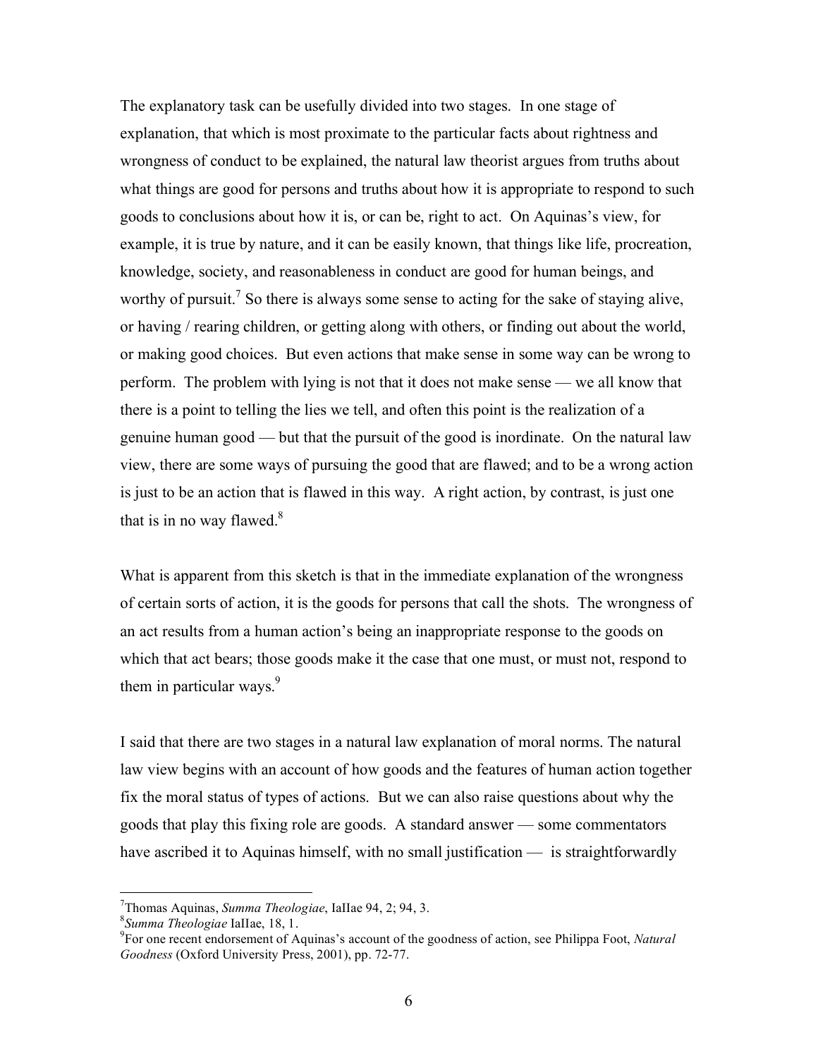The explanatory task can be usefully divided into two stages. In one stage of explanation, that which is most proximate to the particular facts about rightness and wrongness of conduct to be explained, the natural law theorist argues from truths about what things are good for persons and truths about how it is appropriate to respond to such goods to conclusions about how it is, or can be, right to act. On Aquinas's view, for example, it is true by nature, and it can be easily known, that things like life, procreation, knowledge, society, and reasonableness in conduct are good for human beings, and worthy of pursuit.[7] So there is always some sense to acting for the sake of staying alive, or having / rearing children, or getting along with others, or finding out about the world, or making good choices. But even actions that make sense in some way can be wrong to perform. The problem with lying is not that it does not make sense — we all know that there is a point to telling the lies we tell, and often this point is the realization of a genuine human good — but that the pursuit of the good is inordinate. On the natural law view, there are some ways of pursuing the good that are flawed; and to be a wrong action is just to be an action that is flawed in this way. A right action, by contrast, is just one that is in no way flawed.[8]

What is apparent from this sketch is that in the immediate explanation of the wrongness of certain sorts of action, it is the goods for persons that call the shots. The wrongness of an act results from a human action's being an inappropriate response to the goods on which that act bears; those goods make it the case that one must, or must not, respond to them in particular ways.[9]

I said that there are two stages in a natural law explanation of moral norms. The natural law view begins with an account of how goods and the features of human action together fix the moral status of types of actions. But we can also raise questions about why the goods that play this fixing role are goods. A standard answer — some commentators have ascribed it to Aquinas himself, with no small justification — is straightforwardly

[7] Thomas Aquinas, *Summa Theologiae*, IaIIae 94, 2; 94, 3.

[8] *Summa Theologiae* IaIIae, 18, 1.

[9] For one recent endorsement of Aquinas's account of the goodness of action, see Philippa Foot, *Natural Goodness* (Oxford University Press, 2001), pp. 72-77.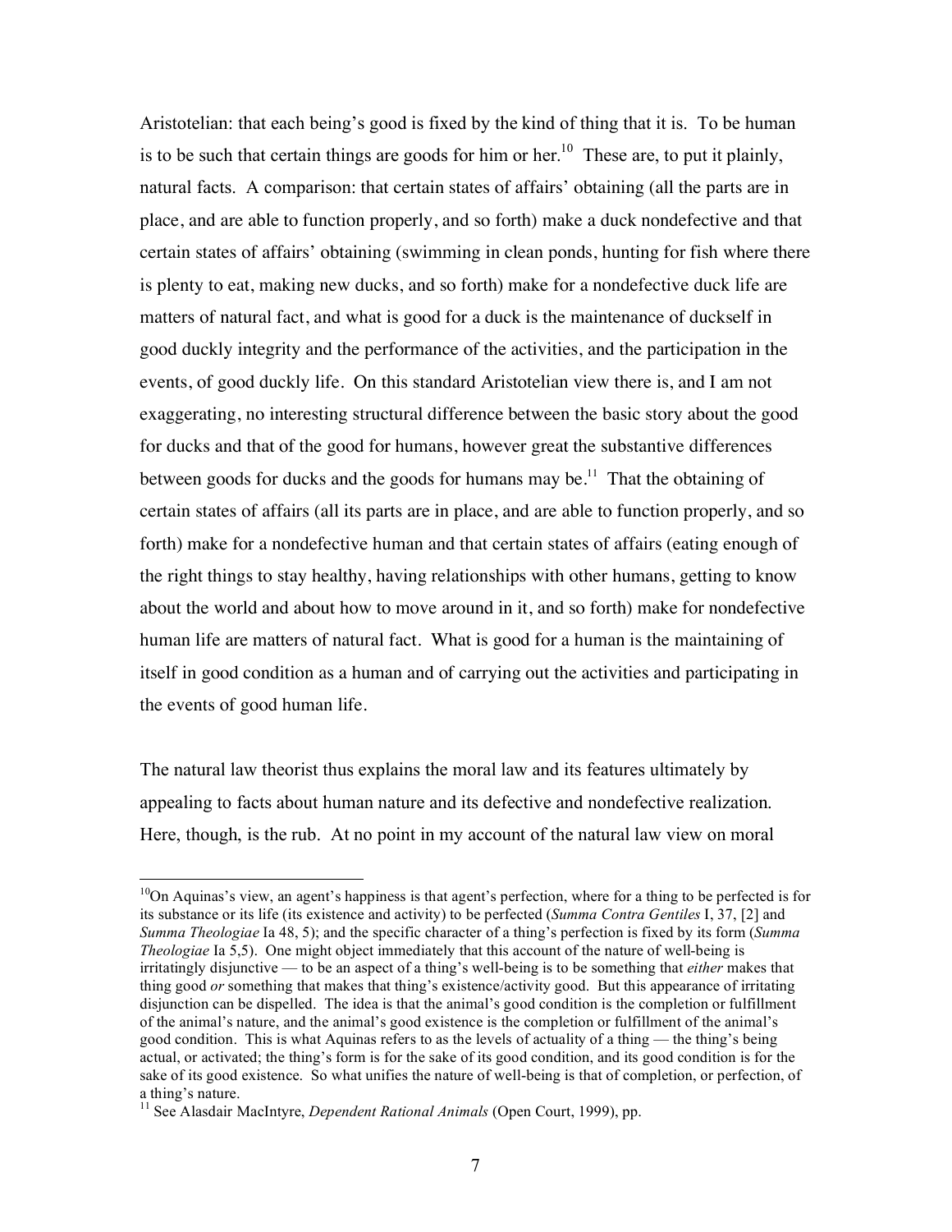Aristotelian: that each being's good is fixed by the kind of thing that it is. To be human is to be such that certain things are goods for him or her.[10] These are, to put it plainly, natural facts. A comparison: that certain states of affairs' obtaining (all the parts are in place, and are able to function properly, and so forth) make a duck nondefective and that certain states of affairs' obtaining (swimming in clean ponds, hunting for fish where there is plenty to eat, making new ducks, and so forth) make for a nondefective duck life are matters of natural fact, and what is good for a duck is the maintenance of duckself in good duckly integrity and the performance of the activities, and the participation in the events, of good duckly life. On this standard Aristotelian view there is, and I am not exaggerating, no interesting structural difference between the basic story about the good for ducks and that of the good for humans, however great the substantive differences between goods for ducks and the goods for humans may be.[11] That the obtaining of certain states of affairs (all its parts are in place, and are able to function properly, and so forth) make for a nondefective human and that certain states of affairs (eating enough of the right things to stay healthy, having relationships with other humans, getting to know about the world and about how to move around in it, and so forth) make for nondefective human life are matters of natural fact. What is good for a human is the maintaining of itself in good condition as a human and of carrying out the activities and participating in the events of good human life.

The natural law theorist thus explains the moral law and its features ultimately by appealing to facts about human nature and its defective and nondefective realization. Here, though, is the rub. At no point in my account of the natural law view on moral

[10] On Aquinas's view, an agent's happiness is that agent's perfection, where for a thing to be perfected is for its substance or its life (its existence and activity) to be perfected (*Summa Contra Gentiles* I, 37, [2] and *Summa Theologiae* Ia 48, 5); and the specific character of a thing's perfection is fixed by its form (*Summa Theologiae* Ia 5,5). One might object immediately that this account of the nature of well-being is irritatingly disjunctive — to be an aspect of a thing's well-being is to be something that *either* makes that thing good *or* something that makes that thing's existence/activity good. But this appearance of irritating disjunction can be dispelled. The idea is that the animal's good condition is the completion or fulfillment of the animal's nature, and the animal's good existence is the completion or fulfillment of the animal's good condition. This is what Aquinas refers to as the levels of actuality of a thing — the thing's being actual, or activated; the thing's form is for the sake of its good condition, and its good condition is for the sake of its good existence. So what unifies the nature of well-being is that of completion, or perfection, of a thing's nature.

[11] See Alasdair MacIntyre, *Dependent Rational Animals* (Open Court, 1999), pp.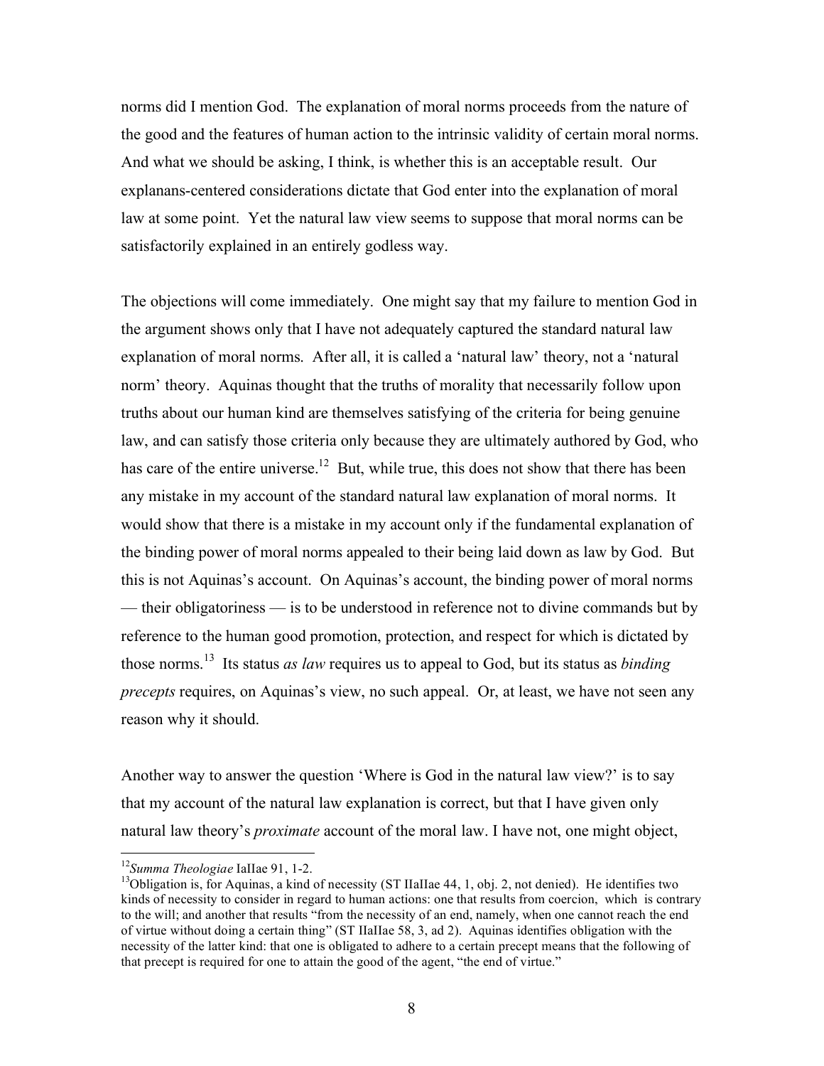norms did I mention God. The explanation of moral norms proceeds from the nature of the good and the features of human action to the intrinsic validity of certain moral norms. And what we should be asking, I think, is whether this is an acceptable result. Our explanans-centered considerations dictate that God enter into the explanation of moral law at some point. Yet the natural law view seems to suppose that moral norms can be satisfactorily explained in an entirely godless way.

The objections will come immediately. One might say that my failure to mention God in the argument shows only that I have not adequately captured the standard natural law explanation of moral norms. After all, it is called a 'natural law' theory, not a 'natural norm' theory. Aquinas thought that the truths of morality that necessarily follow upon truths about our human kind are themselves satisfying of the criteria for being genuine law, and can satisfy those criteria only because they are ultimately authored by God, who has care of the entire universe.[12] But, while true, this does not show that there has been any mistake in my account of the standard natural law explanation of moral norms. It would show that there is a mistake in my account only if the fundamental explanation of the binding power of moral norms appealed to their being laid down as law by God. But this is not Aquinas's account. On Aquinas's account, the binding power of moral norms — their obligatoriness — is to be understood in reference not to divine commands but by reference to the human good promotion, protection, and respect for which is dictated by those norms.[13] Its status *as law* requires us to appeal to God, but its status as *binding precepts* requires, on Aquinas's view, no such appeal. Or, at least, we have not seen any reason why it should.

Another way to answer the question 'Where is God in the natural law view?' is to say that my account of the natural law explanation is correct, but that I have given only natural law theory's *proximate* account of the moral law. I have not, one might object,

---

[12] *Summa Theologiae* IaIIae 91, 1-2.

[13] Obligation is, for Aquinas, a kind of necessity (ST IIaIIae 44, 1, obj. 2, not denied). He identifies two kinds of necessity to consider in regard to human actions: one that results from coercion, which is contrary to the will; and another that results "from the necessity of an end, namely, when one cannot reach the end of virtue without doing a certain thing" (ST IIaIIae 58, 3, ad 2). Aquinas identifies obligation with the necessity of the latter kind: that one is obligated to adhere to a certain precept means that the following of that precept is required for one to attain the good of the agent, "the end of virtue."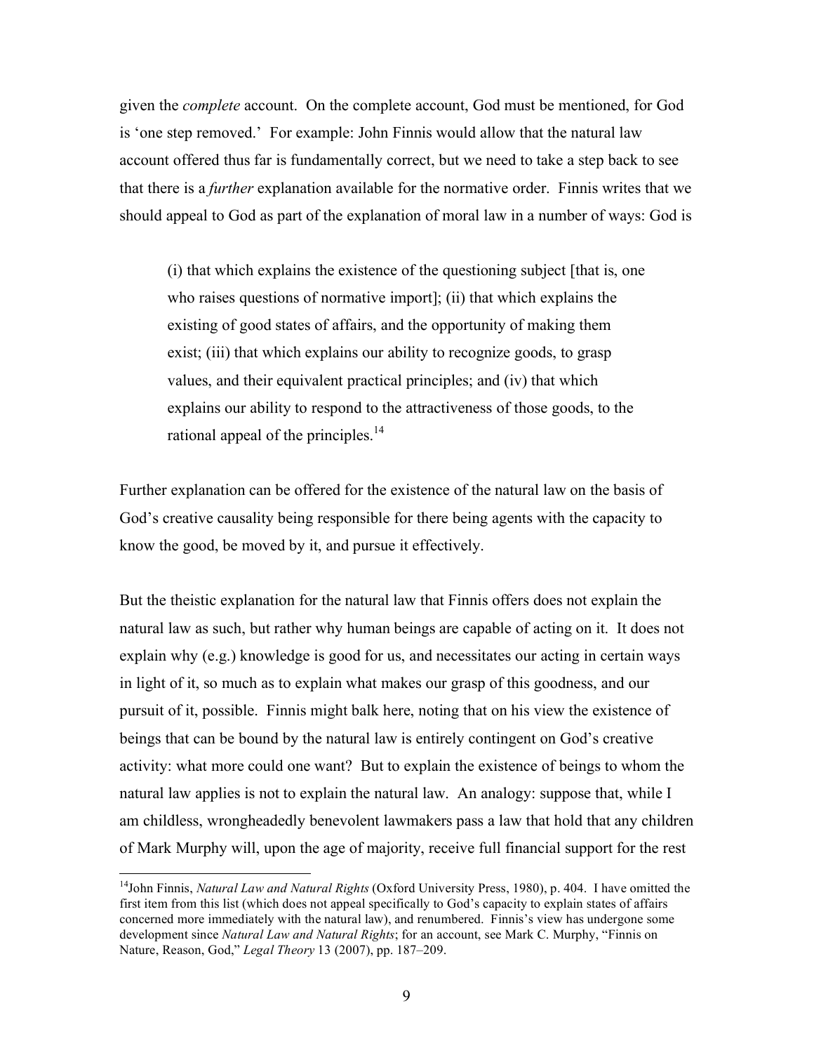given the *complete* account. On the complete account, God must be mentioned, for God is 'one step removed.' For example: John Finnis would allow that the natural law account offered thus far is fundamentally correct, but we need to take a step back to see that there is a *further* explanation available for the normative order. Finnis writes that we should appeal to God as part of the explanation of moral law in a number of ways: God is

> (i) that which explains the existence of the questioning subject [that is, one who raises questions of normative import]; (ii) that which explains the existing of good states of affairs, and the opportunity of making them exist; (iii) that which explains our ability to recognize goods, to grasp values, and their equivalent practical principles; and (iv) that which explains our ability to respond to the attractiveness of those goods, to the rational appeal of the principles.[14]

Further explanation can be offered for the existence of the natural law on the basis of God's creative causality being responsible for there being agents with the capacity to know the good, be moved by it, and pursue it effectively.

But the theistic explanation for the natural law that Finnis offers does not explain the natural law as such, but rather why human beings are capable of acting on it. It does not explain why (e.g.) knowledge is good for us, and necessitates our acting in certain ways in light of it, so much as to explain what makes our grasp of this goodness, and our pursuit of it, possible. Finnis might balk here, noting that on his view the existence of beings that can be bound by the natural law is entirely contingent on God's creative activity: what more could one want? But to explain the existence of beings to whom the natural law applies is not to explain the natural law. An analogy: suppose that, while I am childless, wrongheadedly benevolent lawmakers pass a law that hold that any children of Mark Murphy will, upon the age of majority, receive full financial support for the rest

---

[14] John Finnis, *Natural Law and Natural Rights* (Oxford University Press, 1980), p. 404. I have omitted the first item from this list (which does not appeal specifically to God's capacity to explain states of affairs concerned more immediately with the natural law), and renumbered. Finnis's view has undergone some development since *Natural Law and Natural Rights*; for an account, see Mark C. Murphy, "Finnis on Nature, Reason, God," *Legal Theory* 13 (2007), pp. 187–209.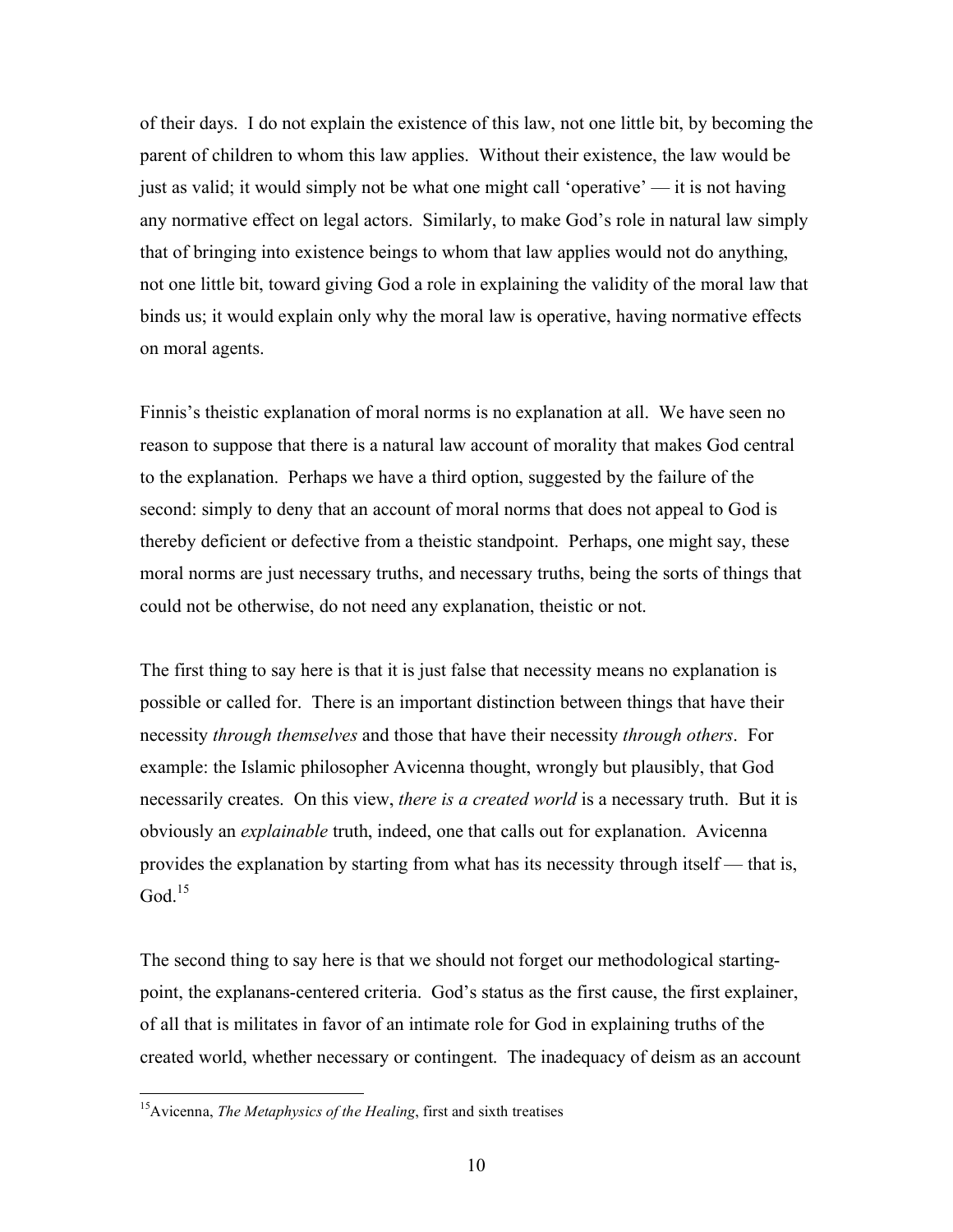of their days. I do not explain the existence of this law, not one little bit, by becoming the parent of children to whom this law applies. Without their existence, the law would be just as valid; it would simply not be what one might call 'operative' — it is not having any normative effect on legal actors. Similarly, to make God's role in natural law simply that of bringing into existence beings to whom that law applies would not do anything, not one little bit, toward giving God a role in explaining the validity of the moral law that binds us; it would explain only why the moral law is operative, having normative effects on moral agents.

Finnis's theistic explanation of moral norms is no explanation at all. We have seen no reason to suppose that there is a natural law account of morality that makes God central to the explanation. Perhaps we have a third option, suggested by the failure of the second: simply to deny that an account of moral norms that does not appeal to God is thereby deficient or defective from a theistic standpoint. Perhaps, one might say, these moral norms are just necessary truths, and necessary truths, being the sorts of things that could not be otherwise, do not need any explanation, theistic or not.

The first thing to say here is that it is just false that necessity means no explanation is possible or called for. There is an important distinction between things that have their necessity *through themselves* and those that have their necessity *through others*. For example: the Islamic philosopher Avicenna thought, wrongly but plausibly, that God necessarily creates. On this view, *there is a created world* is a necessary truth. But it is obviously an *explainable* truth, indeed, one that calls out for explanation. Avicenna provides the explanation by starting from what has its necessity through itself — that is, God.[15]

The second thing to say here is that we should not forget our methodological starting-point, the explanans-centered criteria. God's status as the first cause, the first explainer, of all that is militates in favor of an intimate role for God in explaining truths of the created world, whether necessary or contingent. The inadequacy of deism as an account

[15] Avicenna, *The Metaphysics of the Healing*, first and sixth treatises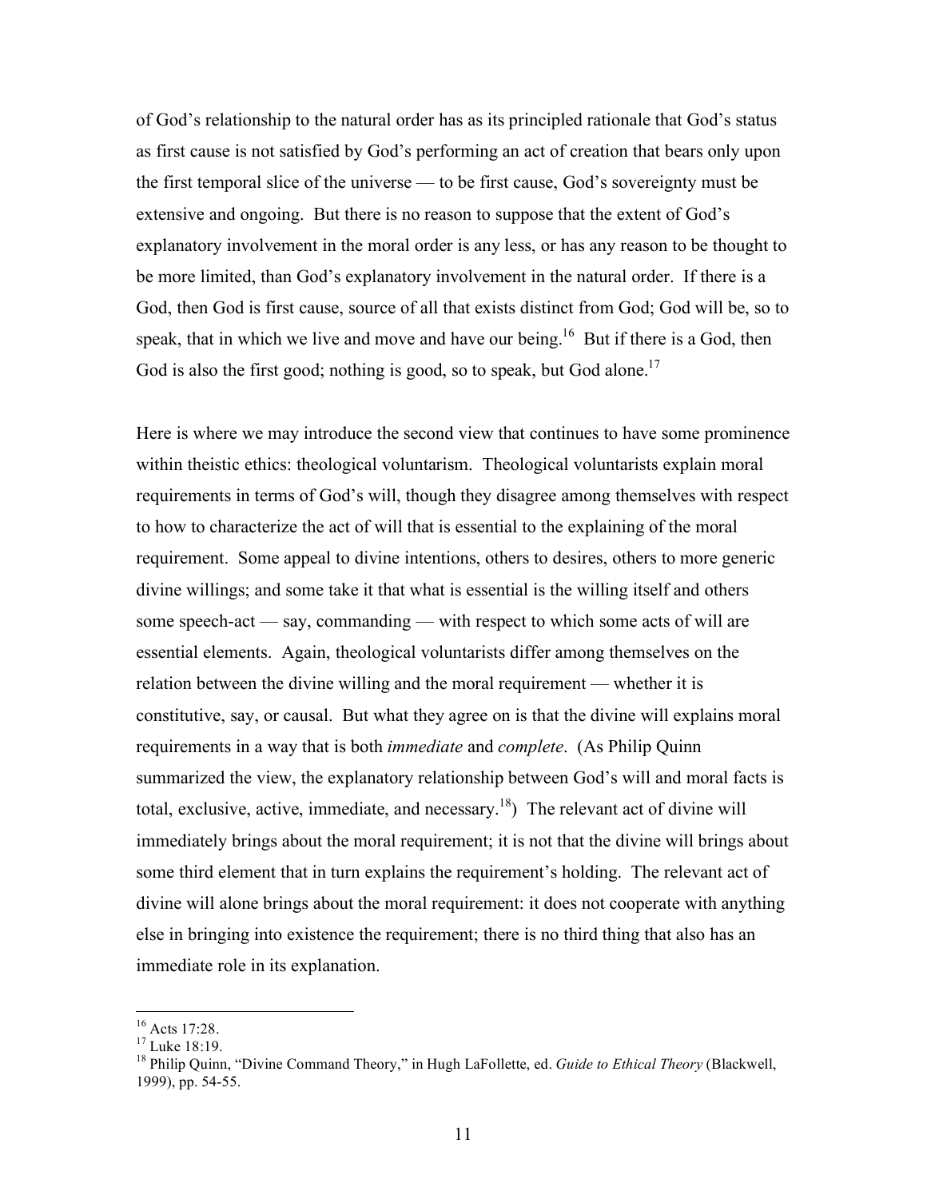of God's relationship to the natural order has as its principled rationale that God's status as first cause is not satisfied by God's performing an act of creation that bears only upon the first temporal slice of the universe — to be first cause, God's sovereignty must be extensive and ongoing. But there is no reason to suppose that the extent of God's explanatory involvement in the moral order is any less, or has any reason to be thought to be more limited, than God's explanatory involvement in the natural order. If there is a God, then God is first cause, source of all that exists distinct from God; God will be, so to speak, that in which we live and move and have our being.[16] But if there is a God, then God is also the first good; nothing is good, so to speak, but God alone.[17]

Here is where we may introduce the second view that continues to have some prominence within theistic ethics: theological voluntarism. Theological voluntarists explain moral requirements in terms of God's will, though they disagree among themselves with respect to how to characterize the act of will that is essential to the explaining of the moral requirement. Some appeal to divine intentions, others to desires, others to more generic divine willings; and some take it that what is essential is the willing itself and others some speech-act — say, commanding — with respect to which some acts of will are essential elements. Again, theological voluntarists differ among themselves on the relation between the divine willing and the moral requirement — whether it is constitutive, say, or causal. But what they agree on is that the divine will explains moral requirements in a way that is both *immediate* and *complete*. (As Philip Quinn summarized the view, the explanatory relationship between God's will and moral facts is total, exclusive, active, immediate, and necessary.[18]) The relevant act of divine will immediately brings about the moral requirement; it is not that the divine will brings about some third element that in turn explains the requirement's holding. The relevant act of divine will alone brings about the moral requirement: it does not cooperate with anything else in bringing into existence the requirement; there is no third thing that also has an immediate role in its explanation.

---

[16] Acts 17:28.

[17] Luke 18:19.

[18] Philip Quinn, "Divine Command Theory," in Hugh LaFollette, ed. *Guide to Ethical Theory* (Blackwell, 1999), pp. 54-55.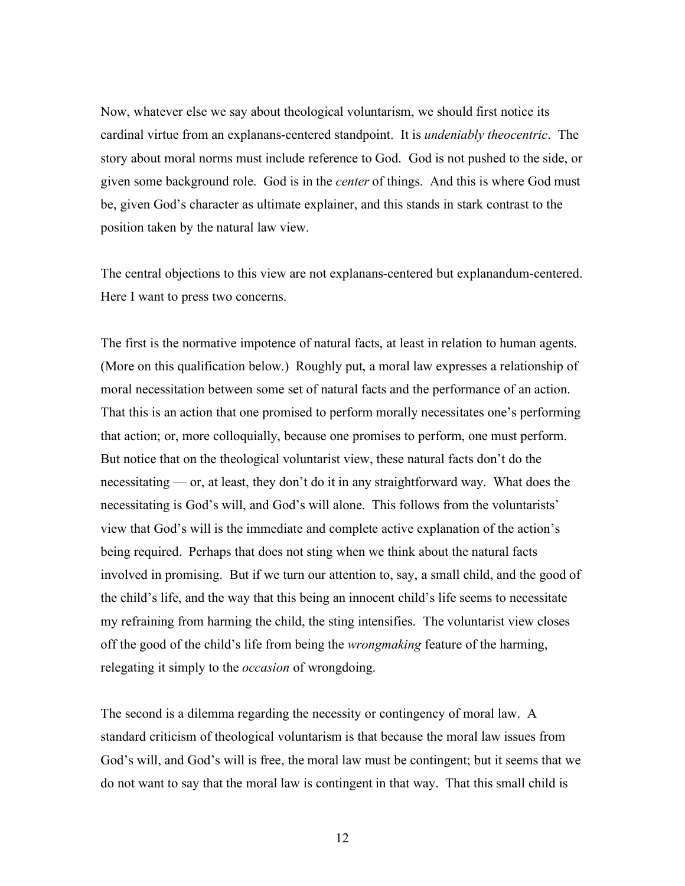Now, whatever else we say about theological voluntarism, we should first notice its cardinal virtue from an explanans-centered standpoint. It is *undeniably theocentric*. The story about moral norms must include reference to God. God is not pushed to the side, or given some background role. God is in the *center* of things. And this is where God must be, given God's character as ultimate explainer, and this stands in stark contrast to the position taken by the natural law view.

The central objections to this view are not explanans-centered but explanandum-centered. Here I want to press two concerns.

The first is the normative impotence of natural facts, at least in relation to human agents. (More on this qualification below.) Roughly put, a moral law expresses a relationship of moral necessitation between some set of natural facts and the performance of an action. That this is an action that one promised to perform morally necessitates one's performing that action; or, more colloquially, because one promises to perform, one must perform. But notice that on the theological voluntarist view, these natural facts don't do the necessitating — or, at least, they don't do it in any straightforward way. What does the necessitating is God's will, and God's will alone. This follows from the voluntarists' view that God's will is the immediate and complete active explanation of the action's being required. Perhaps that does not sting when we think about the natural facts involved in promising. But if we turn our attention to, say, a small child, and the good of the child's life, and the way that this being an innocent child's life seems to necessitate my refraining from harming the child, the sting intensifies. The voluntarist view closes off the good of the child's life from being the *wrongmaking* feature of the harming, relegating it simply to the *occasion* of wrongdoing.

The second is a dilemma regarding the necessity or contingency of moral law. A standard criticism of theological voluntarism is that because the moral law issues from God's will, and God's will is free, the moral law must be contingent; but it seems that we do not want to say that the moral law is contingent in that way. That this small child is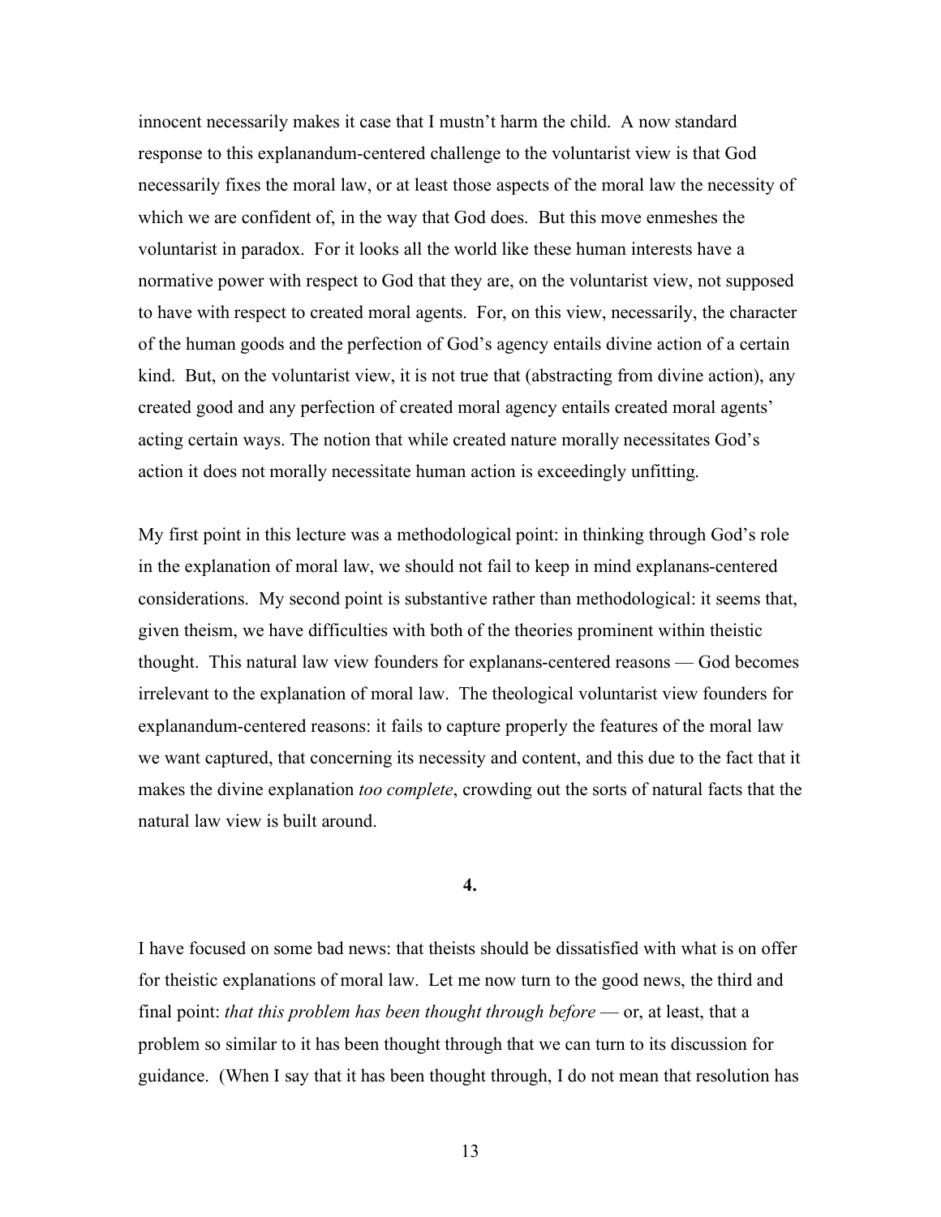innocent necessarily makes it case that I mustn't harm the child. A now standard response to this explanandum-centered challenge to the voluntarist view is that God necessarily fixes the moral law, or at least those aspects of the moral law the necessity of which we are confident of, in the way that God does. But this move enmeshes the voluntarist in paradox. For it looks all the world like these human interests have a normative power with respect to God that they are, on the voluntarist view, not supposed to have with respect to created moral agents. For, on this view, necessarily, the character of the human goods and the perfection of God's agency entails divine action of a certain kind. But, on the voluntarist view, it is not true that (abstracting from divine action), any created good and any perfection of created moral agency entails created moral agents' acting certain ways. The notion that while created nature morally necessitates God's action it does not morally necessitate human action is exceedingly unfitting.

My first point in this lecture was a methodological point: in thinking through God's role in the explanation of moral law, we should not fail to keep in mind explanans-centered considerations. My second point is substantive rather than methodological: it seems that, given theism, we have difficulties with both of the theories prominent within theistic thought. This natural law view founders for explanans-centered reasons — God becomes irrelevant to the explanation of moral law. The theological voluntarist view founders for explanandum-centered reasons: it fails to capture properly the features of the moral law we want captured, that concerning its necessity and content, and this due to the fact that it makes the divine explanation *too complete*, crowding out the sorts of natural facts that the natural law view is built around.

## 4.

I have focused on some bad news: that theists should be dissatisfied with what is on offer for theistic explanations of moral law. Let me now turn to the good news, the third and final point: *that this problem has been thought through before* — or, at least, that a problem so similar to it has been thought through that we can turn to its discussion for guidance. (When I say that it has been thought through, I do not mean that resolution has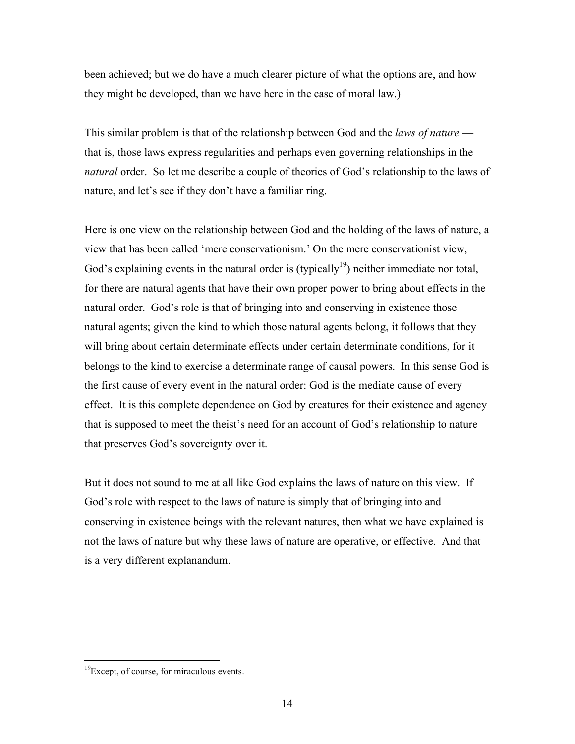been achieved; but we do have a much clearer picture of what the options are, and how they might be developed, than we have here in the case of moral law.)

This similar problem is that of the relationship between God and the *laws of nature* — that is, those laws express regularities and perhaps even governing relationships in the *natural* order. So let me describe a couple of theories of God's relationship to the laws of nature, and let's see if they don't have a familiar ring.

Here is one view on the relationship between God and the holding of the laws of nature, a view that has been called 'mere conservationism.' On the mere conservationist view, God's explaining events in the natural order is (typically[19]) neither immediate nor total, for there are natural agents that have their own proper power to bring about effects in the natural order. God's role is that of bringing into and conserving in existence those natural agents; given the kind to which those natural agents belong, it follows that they will bring about certain determinate effects under certain determinate conditions, for it belongs to the kind to exercise a determinate range of causal powers. In this sense God is the first cause of every event in the natural order: God is the mediate cause of every effect. It is this complete dependence on God by creatures for their existence and agency that is supposed to meet the theist's need for an account of God's relationship to nature that preserves God's sovereignty over it.

But it does not sound to me at all like God explains the laws of nature on this view. If God's role with respect to the laws of nature is simply that of bringing into and conserving in existence beings with the relevant natures, then what we have explained is not the laws of nature but why these laws of nature are operative, or effective. And that is a very different explanandum.

---

[19] Except, of course, for miraculous events.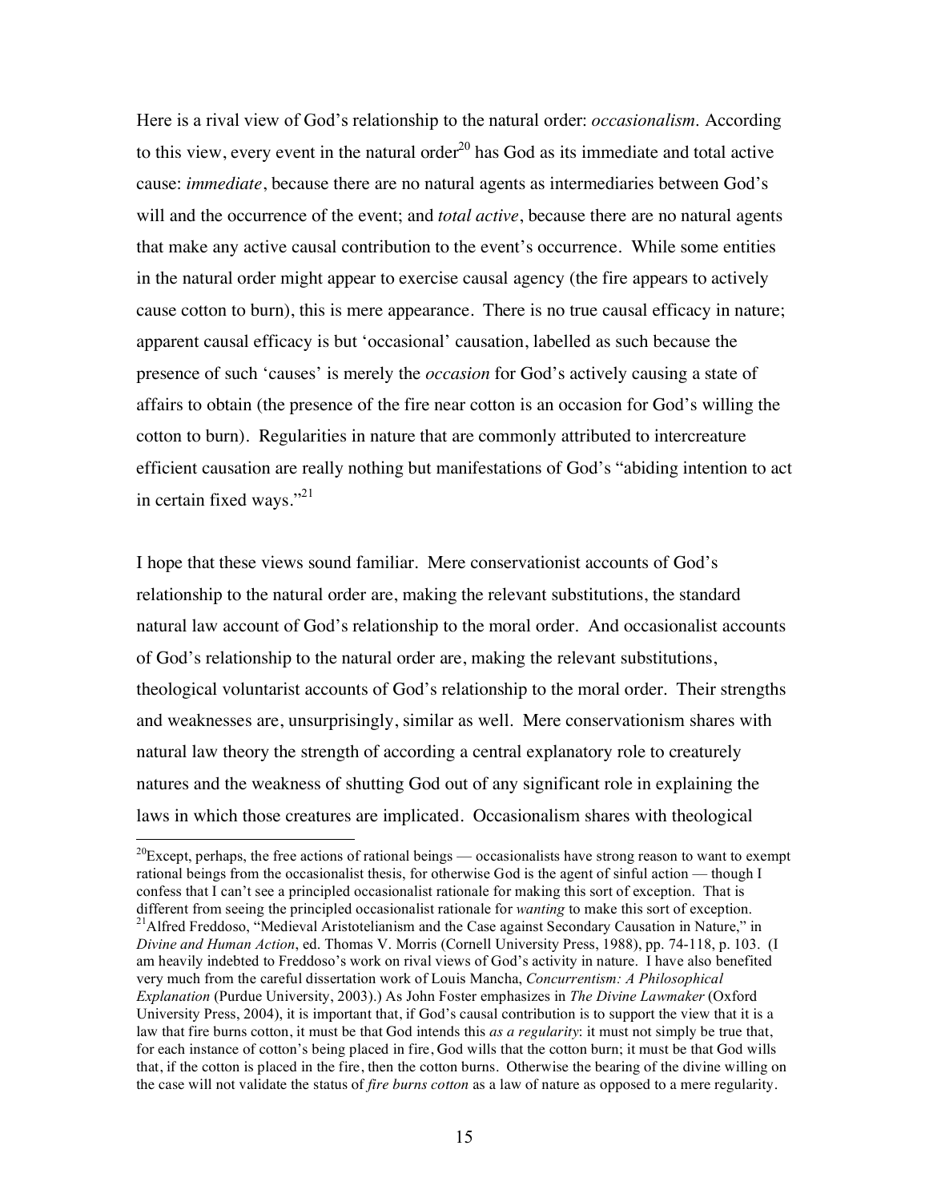Here is a rival view of God's relationship to the natural order: *occasionalism*. According to this view, every event in the natural order[20] has God as its immediate and total active cause: *immediate*, because there are no natural agents as intermediaries between God's will and the occurrence of the event; and *total active*, because there are no natural agents that make any active causal contribution to the event's occurrence. While some entities in the natural order might appear to exercise causal agency (the fire appears to actively cause cotton to burn), this is mere appearance. There is no true causal efficacy in nature; apparent causal efficacy is but 'occasional' causation, labelled as such because the presence of such 'causes' is merely the *occasion* for God's actively causing a state of affairs to obtain (the presence of the fire near cotton is an occasion for God's willing the cotton to burn). Regularities in nature that are commonly attributed to intercreature efficient causation are really nothing but manifestations of God's "abiding intention to act in certain fixed ways."[21]

I hope that these views sound familiar. Mere conservationist accounts of God's relationship to the natural order are, making the relevant substitutions, the standard natural law account of God's relationship to the moral order. And occasionalist accounts of God's relationship to the natural order are, making the relevant substitutions, theological voluntarist accounts of God's relationship to the moral order. Their strengths and weaknesses are, unsurprisingly, similar as well. Mere conservationism shares with natural law theory the strength of according a central explanatory role to creaturely natures and the weakness of shutting God out of any significant role in explaining the laws in which those creatures are implicated. Occasionalism shares with theological

---

[20] Except, perhaps, the free actions of rational beings — occasionalists have strong reason to want to exempt rational beings from the occasionalist thesis, for otherwise God is the agent of sinful action — though I confess that I can't see a principled occasionalist rationale for making this sort of exception. That is different from seeing the principled occasionalist rationale for *wanting* to make this sort of exception.

[21] Alfred Freddoso, "Medieval Aristotelianism and the Case against Secondary Causation in Nature," in *Divine and Human Action*, ed. Thomas V. Morris (Cornell University Press, 1988), pp. 74-118, p. 103. (I am heavily indebted to Freddoso's work on rival views of God's activity in nature. I have also benefited very much from the careful dissertation work of Louis Mancha, *Concurrentism: A Philosophical Explanation* (Purdue University, 2003).) As John Foster emphasizes in *The Divine Lawmaker* (Oxford University Press, 2004), it is important that, if God's causal contribution is to support the view that it is a law that fire burns cotton, it must be that God intends this *as a regularity*: it must not simply be true that, for each instance of cotton's being placed in fire, God wills that the cotton burn; it must be that God wills that, if the cotton is placed in the fire, then the cotton burns. Otherwise the bearing of the divine willing on the case will not validate the status of *fire burns cotton* as a law of nature as opposed to a mere regularity.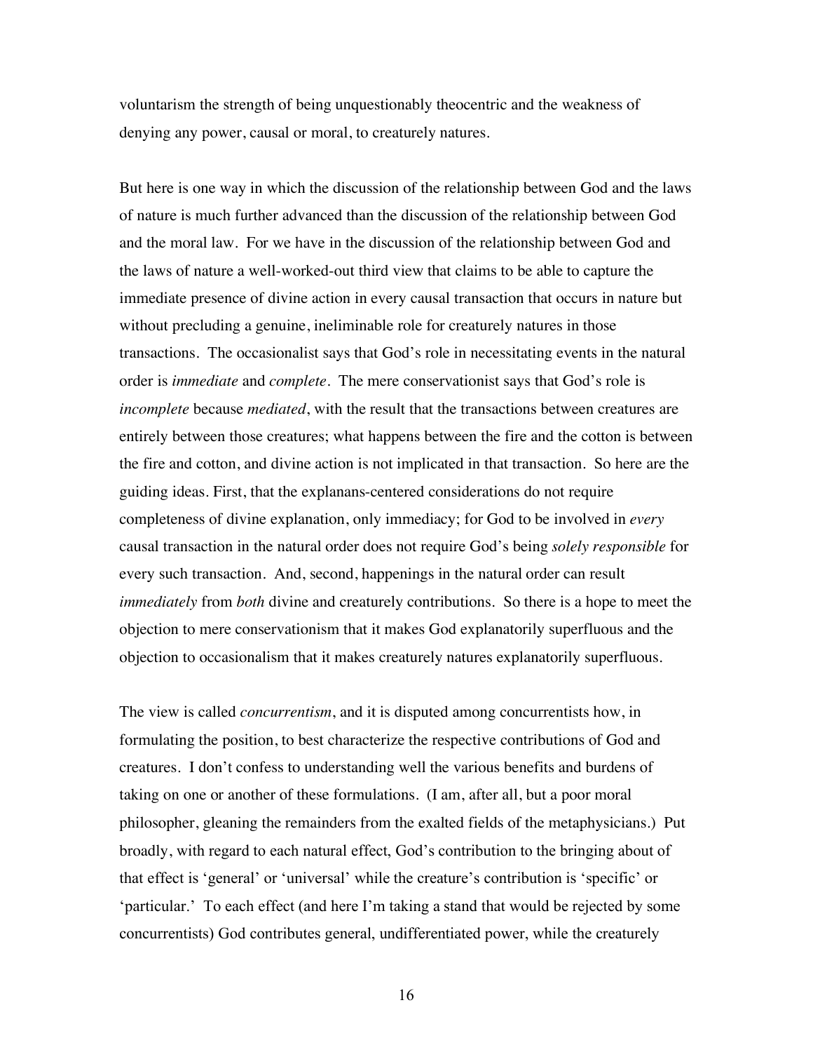voluntarism the strength of being unquestionably theocentric and the weakness of denying any power, causal or moral, to creaturely natures.

But here is one way in which the discussion of the relationship between God and the laws of nature is much further advanced than the discussion of the relationship between God and the moral law. For we have in the discussion of the relationship between God and the laws of nature a well-worked-out third view that claims to be able to capture the immediate presence of divine action in every causal transaction that occurs in nature but without precluding a genuine, ineliminable role for creaturely natures in those transactions. The occasionalist says that God's role in necessitating events in the natural order is *immediate* and *complete*. The mere conservationist says that God's role is *incomplete* because *mediated*, with the result that the transactions between creatures are entirely between those creatures; what happens between the fire and the cotton is between the fire and cotton, and divine action is not implicated in that transaction. So here are the guiding ideas. First, that the explanans-centered considerations do not require completeness of divine explanation, only immediacy; for God to be involved in *every* causal transaction in the natural order does not require God's being *solely responsible* for every such transaction. And, second, happenings in the natural order can result *immediately* from *both* divine and creaturely contributions. So there is a hope to meet the objection to mere conservationism that it makes God explanatorily superfluous and the objection to occasionalism that it makes creaturely natures explanatorily superfluous.

The view is called *concurrentism*, and it is disputed among concurrentists how, in formulating the position, to best characterize the respective contributions of God and creatures. I don't confess to understanding well the various benefits and burdens of taking on one or another of these formulations. (I am, after all, but a poor moral philosopher, gleaning the remainders from the exalted fields of the metaphysicians.) Put broadly, with regard to each natural effect, God's contribution to the bringing about of that effect is 'general' or 'universal' while the creature's contribution is 'specific' or 'particular.' To each effect (and here I'm taking a stand that would be rejected by some concurrentists) God contributes general, undifferentiated power, while the creaturely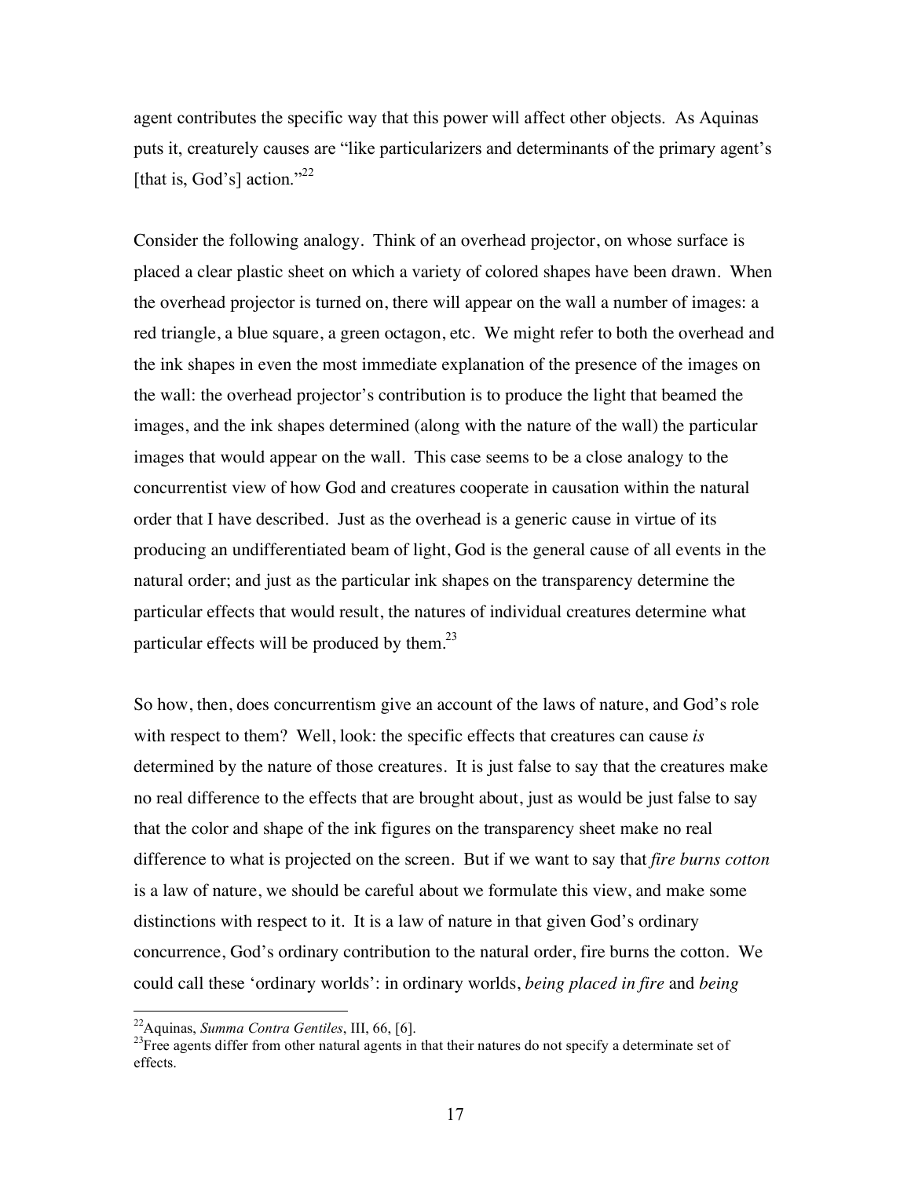agent contributes the specific way that this power will affect other objects. As Aquinas puts it, creaturely causes are "like particularizers and determinants of the primary agent's [that is, God's] action."[22]

Consider the following analogy. Think of an overhead projector, on whose surface is placed a clear plastic sheet on which a variety of colored shapes have been drawn. When the overhead projector is turned on, there will appear on the wall a number of images: a red triangle, a blue square, a green octagon, etc. We might refer to both the overhead and the ink shapes in even the most immediate explanation of the presence of the images on the wall: the overhead projector's contribution is to produce the light that beamed the images, and the ink shapes determined (along with the nature of the wall) the particular images that would appear on the wall. This case seems to be a close analogy to the concurrentist view of how God and creatures cooperate in causation within the natural order that I have described. Just as the overhead is a generic cause in virtue of its producing an undifferentiated beam of light, God is the general cause of all events in the natural order; and just as the particular ink shapes on the transparency determine the particular effects that would result, the natures of individual creatures determine what particular effects will be produced by them.[23]

So how, then, does concurrentism give an account of the laws of nature, and God's role with respect to them? Well, look: the specific effects that creatures can cause *is* determined by the nature of those creatures. It is just false to say that the creatures make no real difference to the effects that are brought about, just as would be just false to say that the color and shape of the ink figures on the transparency sheet make no real difference to what is projected on the screen. But if we want to say that *fire burns cotton* is a law of nature, we should be careful about we formulate this view, and make some distinctions with respect to it. It is a law of nature in that given God's ordinary concurrence, God's ordinary contribution to the natural order, fire burns the cotton. We could call these 'ordinary worlds': in ordinary worlds, *being placed in fire* and *being*

---

[22] Aquinas, *Summa Contra Gentiles*, III, 66, [6].

[23] Free agents differ from other natural agents in that their natures do not specify a determinate set of effects.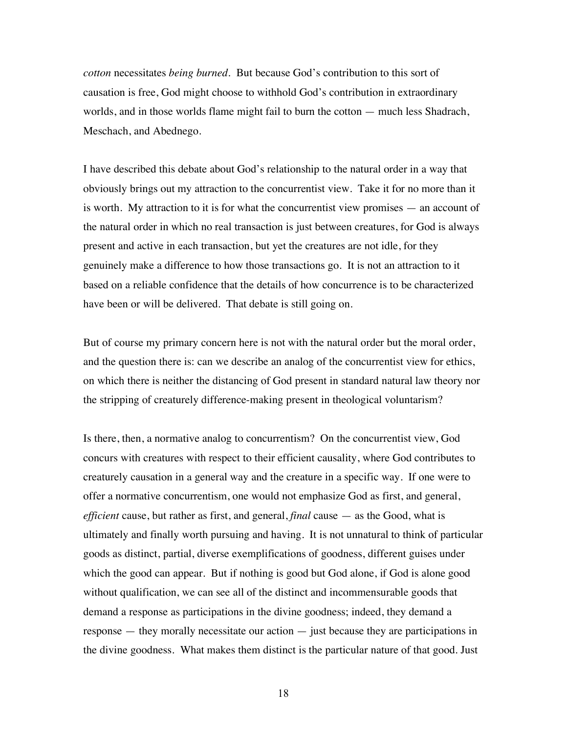*cotton* necessitates *being burned*. But because God's contribution to this sort of causation is free, God might choose to withhold God's contribution in extraordinary worlds, and in those worlds flame might fail to burn the cotton — much less Shadrach, Meschach, and Abednego.

I have described this debate about God's relationship to the natural order in a way that obviously brings out my attraction to the concurrentist view. Take it for no more than it is worth. My attraction to it is for what the concurrentist view promises — an account of the natural order in which no real transaction is just between creatures, for God is always present and active in each transaction, but yet the creatures are not idle, for they genuinely make a difference to how those transactions go. It is not an attraction to it based on a reliable confidence that the details of how concurrence is to be characterized have been or will be delivered. That debate is still going on.

But of course my primary concern here is not with the natural order but the moral order, and the question there is: can we describe an analog of the concurrentist view for ethics, on which there is neither the distancing of God present in standard natural law theory nor the stripping of creaturely difference-making present in theological voluntarism?

Is there, then, a normative analog to concurrentism? On the concurrentist view, God concurs with creatures with respect to their efficient causality, where God contributes to creaturely causation in a general way and the creature in a specific way. If one were to offer a normative concurrentism, one would not emphasize God as first, and general, *efficient* cause, but rather as first, and general, *final* cause — as the Good, what is ultimately and finally worth pursuing and having. It is not unnatural to think of particular goods as distinct, partial, diverse exemplifications of goodness, different guises under which the good can appear. But if nothing is good but God alone, if God is alone good without qualification, we can see all of the distinct and incommensurable goods that demand a response as participations in the divine goodness; indeed, they demand a response — they morally necessitate our action — just because they are participations in the divine goodness. What makes them distinct is the particular nature of that good. Just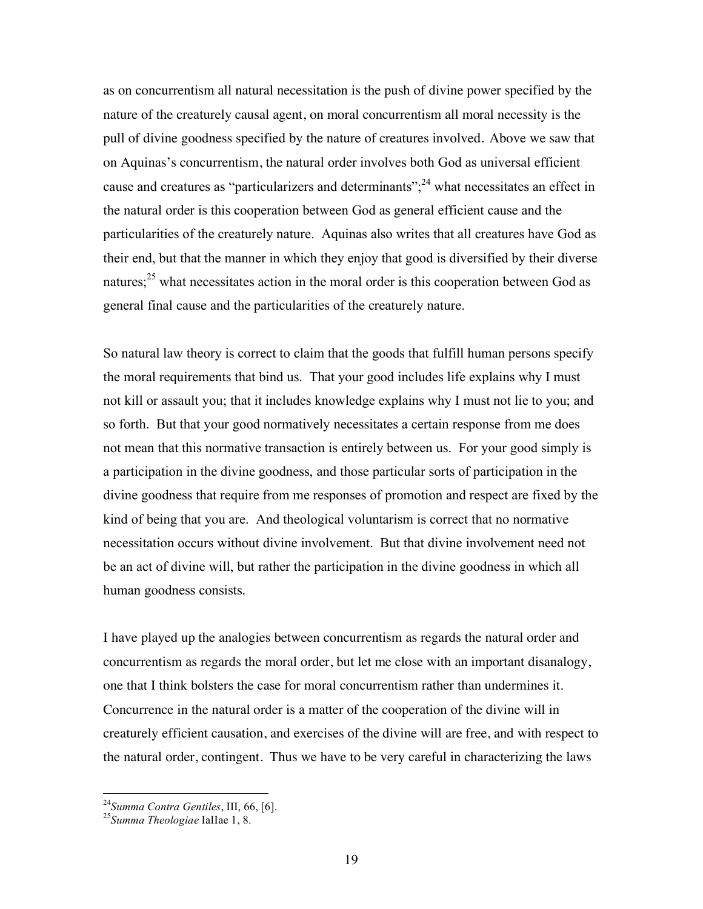as on concurrentism all natural necessitation is the push of divine power specified by the nature of the creaturely causal agent, on moral concurrentism all moral necessity is the pull of divine goodness specified by the nature of creatures involved. Above we saw that on Aquinas's concurrentism, the natural order involves both God as universal efficient cause and creatures as "particularizers and determinants";[24] what necessitates an effect in the natural order is this cooperation between God as general efficient cause and the particularities of the creaturely nature. Aquinas also writes that all creatures have God as their end, but that the manner in which they enjoy that good is diversified by their diverse natures;[25] what necessitates action in the moral order is this cooperation between God as general final cause and the particularities of the creaturely nature.

So natural law theory is correct to claim that the goods that fulfill human persons specify the moral requirements that bind us. That your good includes life explains why I must not kill or assault you; that it includes knowledge explains why I must not lie to you; and so forth. But that your good normatively necessitates a certain response from me does not mean that this normative transaction is entirely between us. For your good simply is a participation in the divine goodness, and those particular sorts of participation in the divine goodness that require from me responses of promotion and respect are fixed by the kind of being that you are. And theological voluntarism is correct that no normative necessitation occurs without divine involvement. But that divine involvement need not be an act of divine will, but rather the participation in the divine goodness in which all human goodness consists.

I have played up the analogies between concurrentism as regards the natural order and concurrentism as regards the moral order, but let me close with an important disanalogy, one that I think bolsters the case for moral concurrentism rather than undermines it. Concurrence in the natural order is a matter of the cooperation of the divine will in creaturely efficient causation, and exercises of the divine will are free, and with respect to the natural order, contingent. Thus we have to be very careful in characterizing the laws

---

[24] *Summa Contra Gentiles*, III, 66, [6].

[25] *Summa Theologiae* IaIIae 1, 8.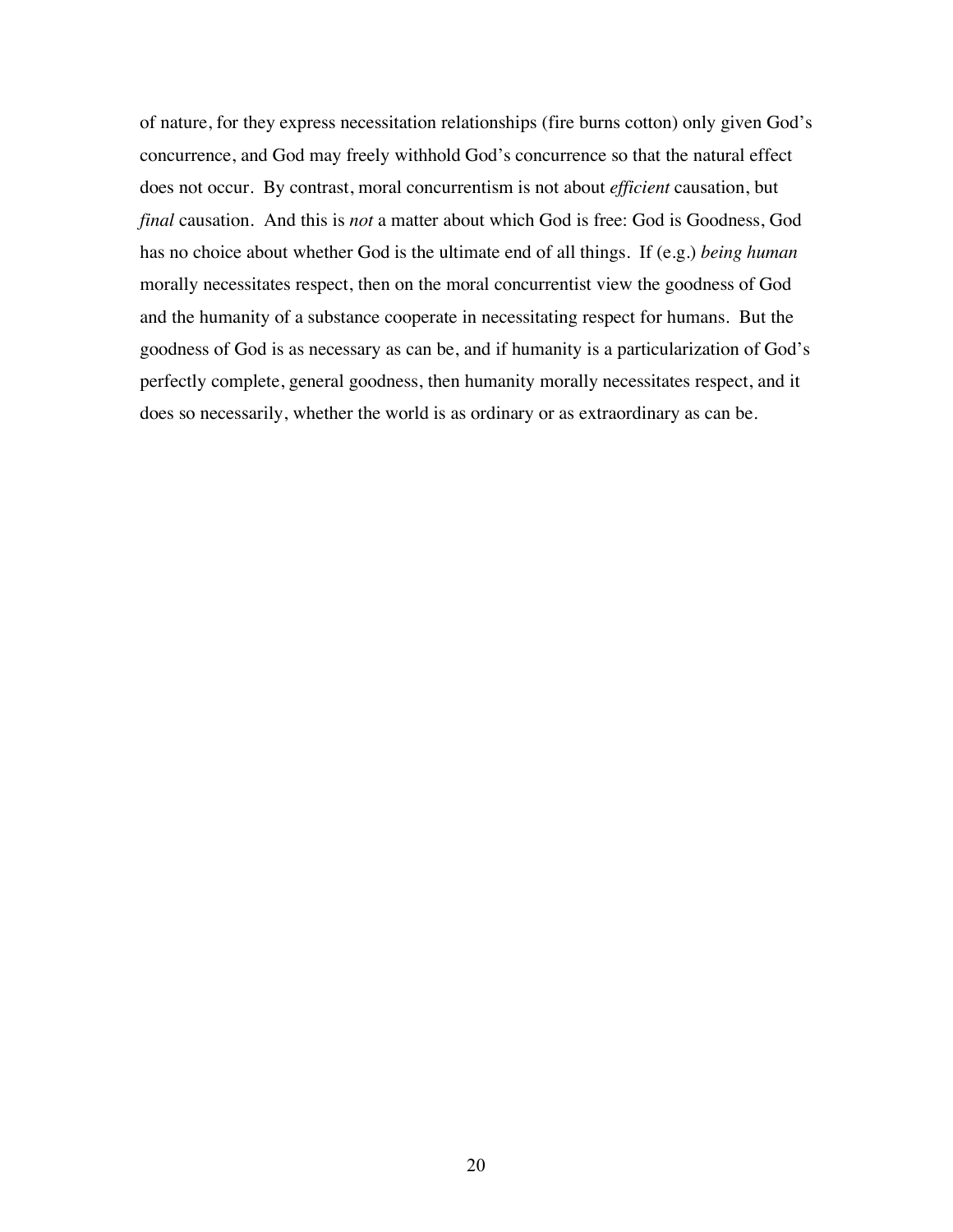of nature, for they express necessitation relationships (fire burns cotton) only given God's concurrence, and God may freely withhold God's concurrence so that the natural effect does not occur. By contrast, moral concurrentism is not about *efficient* causation, but *final* causation. And this is *not* a matter about which God is free: God is Goodness, God has no choice about whether God is the ultimate end of all things. If (e.g.) *being human* morally necessitates respect, then on the moral concurrentist view the goodness of God and the humanity of a substance cooperate in necessitating respect for humans. But the goodness of God is as necessary as can be, and if humanity is a particularization of God's perfectly complete, general goodness, then humanity morally necessitates respect, and it does so necessarily, whether the world is as ordinary or as extraordinary as can be.